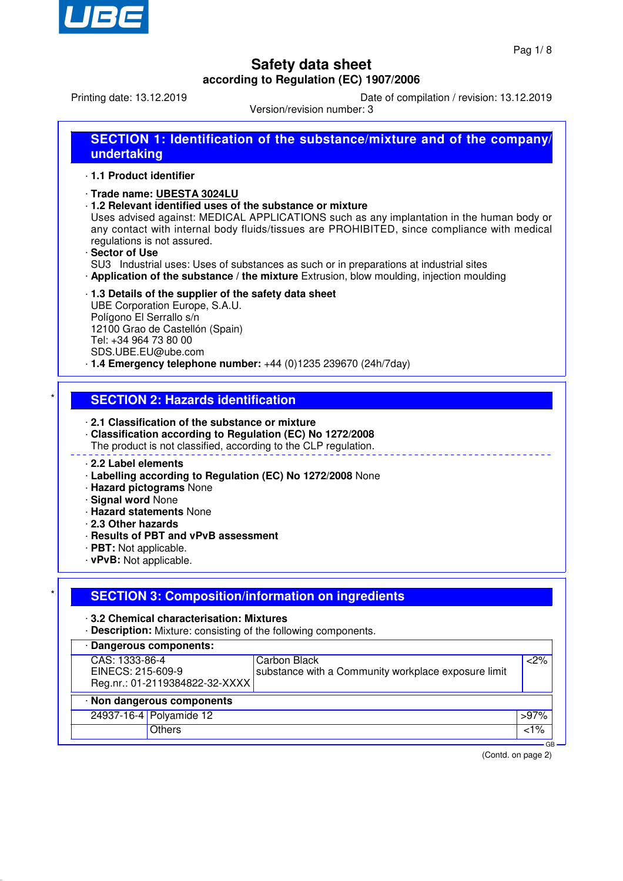# Safety data sheet

**according to Regulation (EC) 1907/2006**

Printing date: 13.12.2019 | Date of compilation / revision: 13.12.2019

Version/revision number: 3

## SECTION 1: Identification of the substance/mixture and of the company/ undertaking

· **1.1 Product identifier**

· **Trade name: UBESTA 3024LU**

· **1.2 Relevant identified uses of the substance or mixture**

Uses advised against: MEDICAL APPLICATIONS such as any implantation in the human body or any contact with internal body fluids/tissues are PROHIBITED, since compliance with medical regulations is not assured.

· **Sector of Use**

SU3 Industrial uses: Uses of substances as such or in preparations at industrial sites

· **Application of the substance / the mixture** Extrusion, blow moulding, injection moulding

· **1.3 Details of the supplier of the safety data sheet**

UBE Corporation Europe, S.A.U.
Polígono El Serrallo s/n
12100 Grao de Castellón (Spain)
Tel: +34 964 73 80 00
SDS.UBE.EU@ube.com

· **1.4 Emergency telephone number:** +44 (0)1235 239670 (24h/7day)

## SECTION 2: Hazards identification

· **2.1 Classification of the substance or mixture**

· **Classification according to Regulation (EC) No 1272/2008**

The product is not classified, according to the CLP regulation.

· **2.2 Label elements**

· **Labelling according to Regulation (EC) No 1272/2008** None

· **Hazard pictograms** None

· **Signal word** None

· **Hazard statements** None

· **2.3 Other hazards**

· **Results of PBT and vPvB assessment**

· **PBT:** Not applicable.

· **vPvB:** Not applicable.

## SECTION 3: Composition/information on ingredients

· **3.2 Chemical characterisation: Mixtures**

· **Description:** Mixture: consisting of the following components.

· **Dangerous components:**

| | | |
|---|---|---|
| CAS: 1333-86-4<br>EINECS: 215-609-9<br>Reg.nr.: 01-2119384822-32-XXXX | Carbon Black<br>substance with a Community workplace exposure limit | <2% |

· **Non dangerous components**

| | | |
|---|---|---|
| 24937-16-4 | Polyamide 12 | >97% |
| | Others | <1% |

(Contd. on page 2)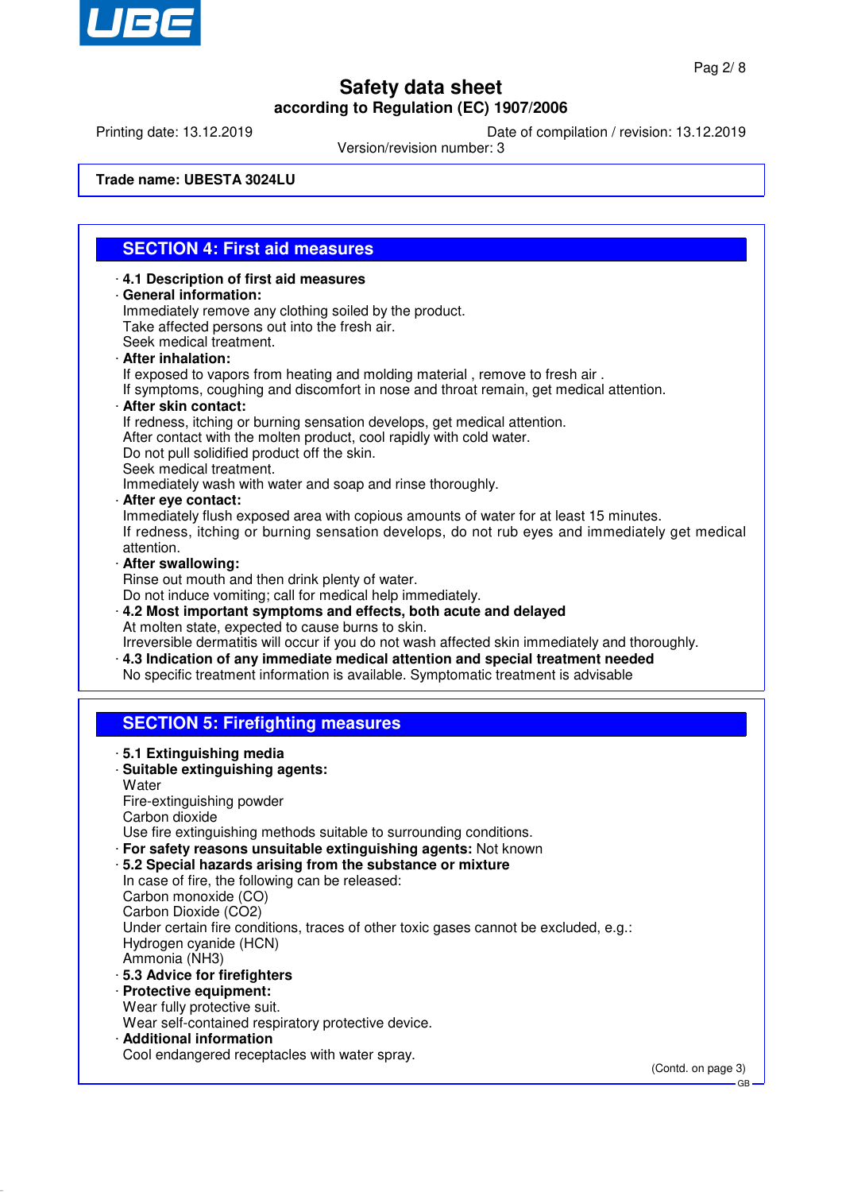**Trade name: UBESTA 3024LU**

## SECTION 4: First aid measures

- **4.1 Description of first aid measures**
- **General information:**
  Immediately remove any clothing soiled by the product.
  Take affected persons out into the fresh air.
  Seek medical treatment.
- **After inhalation:**
  If exposed to vapors from heating and molding material , remove to fresh air .
  If symptoms, coughing and discomfort in nose and throat remain, get medical attention.
- **After skin contact:**
  If redness, itching or burning sensation develops, get medical attention.
  After contact with the molten product, cool rapidly with cold water.
  Do not pull solidified product off the skin.
  Seek medical treatment.
  Immediately wash with water and soap and rinse thoroughly.
- **After eye contact:**
  Immediately flush exposed area with copious amounts of water for at least 15 minutes.
  If redness, itching or burning sensation develops, do not rub eyes and immediately get medical attention.
- **After swallowing:**
  Rinse out mouth and then drink plenty of water.
  Do not induce vomiting; call for medical help immediately.
- **4.2 Most important symptoms and effects, both acute and delayed**
  At molten state, expected to cause burns to skin.
  Irreversible dermatitis will occur if you do not wash affected skin immediately and thoroughly.
- **4.3 Indication of any immediate medical attention and special treatment needed**
  No specific treatment information is available. Symptomatic treatment is advisable

## SECTION 5: Firefighting measures

- **5.1 Extinguishing media**
- **Suitable extinguishing agents:**
  Water
  Fire-extinguishing powder
  Carbon dioxide
  Use fire extinguishing methods suitable to surrounding conditions.
- **For safety reasons unsuitable extinguishing agents:** Not known
- **5.2 Special hazards arising from the substance or mixture**
  In case of fire, the following can be released:
  Carbon monoxide (CO)
  Carbon Dioxide ($CO_2$)
  Under certain fire conditions, traces of other toxic gases cannot be excluded, e.g.:
  Hydrogen cyanide (HCN)
  Ammonia ($NH_3$)
- **5.3 Advice for firefighters**
- **Protective equipment:**
  Wear fully protective suit.
  Wear self-contained respiratory protective device.
- **Additional information**
  Cool endangered receptacles with water spray.

(Contd. on page 3)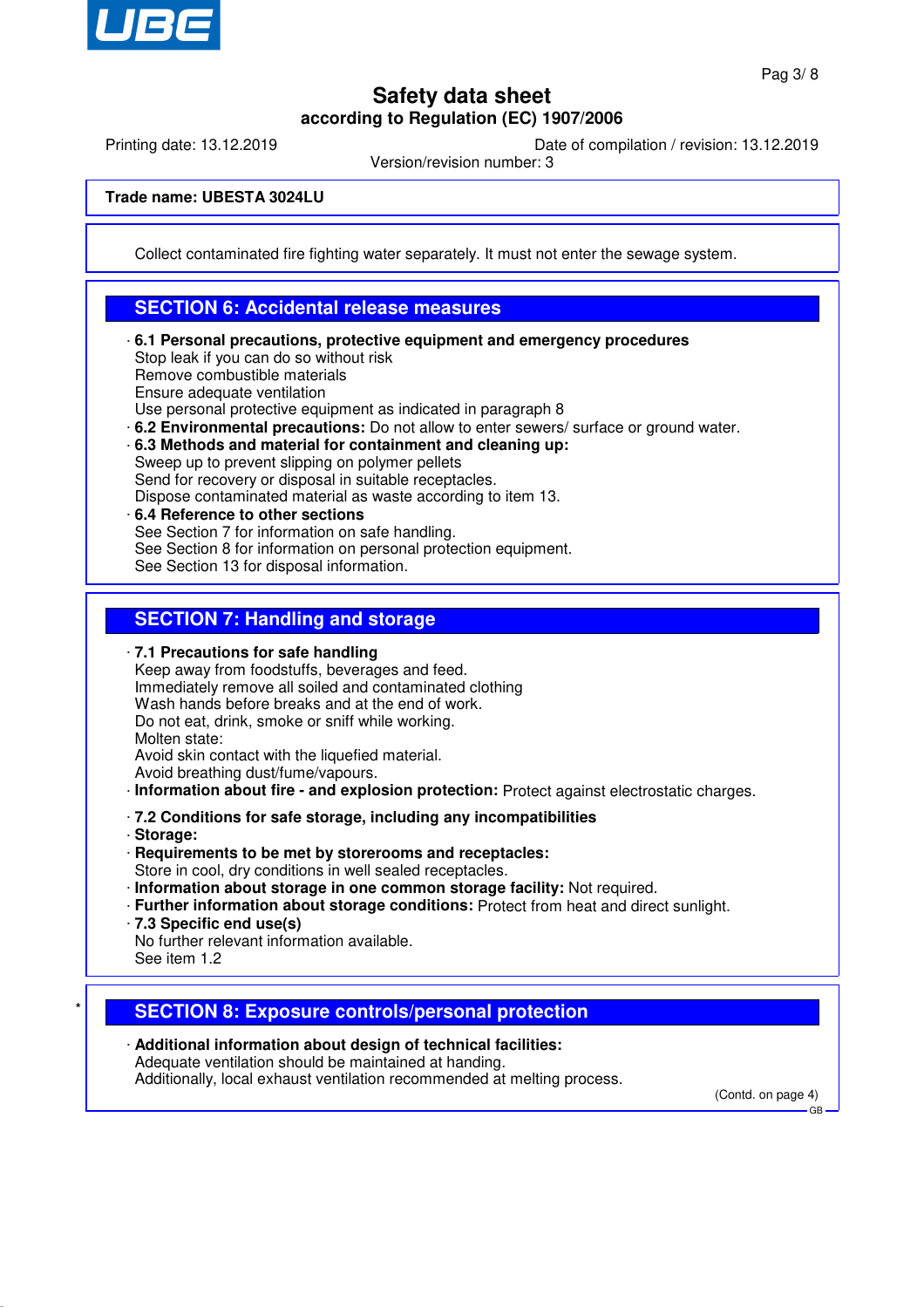Collect contaminated fire fighting water separately. It must not enter the sewage system.

## SECTION 6: Accidental release measures

· **6.1 Personal precautions, protective equipment and emergency procedures**
Stop leak if you can do so without risk
Remove combustible materials
Ensure adequate ventilation
Use personal protective equipment as indicated in paragraph 8
· **6.2 Environmental precautions:** Do not allow to enter sewers/ surface or ground water.
· **6.3 Methods and material for containment and cleaning up:**
Sweep up to prevent slipping on polymer pellets
Send for recovery or disposal in suitable receptacles.
Dispose contaminated material as waste according to item 13.
· **6.4 Reference to other sections**
See Section 7 for information on safe handling.
See Section 8 for information on personal protection equipment.
See Section 13 for disposal information.

## SECTION 7: Handling and storage

· **7.1 Precautions for safe handling**
Keep away from foodstuffs, beverages and feed.
Immediately remove all soiled and contaminated clothing
Wash hands before breaks and at the end of work.
Do not eat, drink, smoke or sniff while working.
Molten state:
Avoid skin contact with the liquefied material.
Avoid breathing dust/fume/vapours.
· **Information about fire - and explosion protection:** Protect against electrostatic charges.

· **7.2 Conditions for safe storage, including any incompatibilities**
· **Storage:**
· **Requirements to be met by storerooms and receptacles:**
Store in cool, dry conditions in well sealed receptacles.
· **Information about storage in one common storage facility:** Not required.
· **Further information about storage conditions:** Protect from heat and direct sunlight.
· **7.3 Specific end use(s)**
No further relevant information available.
See item 1.2

## SECTION 8: Exposure controls/personal protection

· **Additional information about design of technical facilities:**
Adequate ventilation should be maintained at handing.
Additionally, local exhaust ventilation recommended at melting process.

(Contd. on page 4)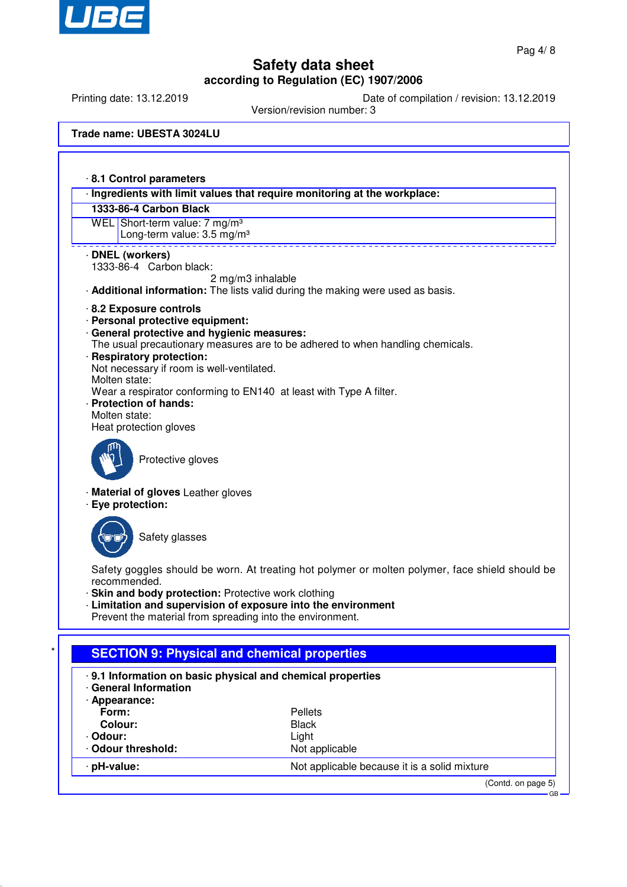Trade name: UBESTA 3024LU

· **8.1 Control parameters**

| · Ingredients with limit values that require monitoring at the workplace: | |
|---|---|
| **1333-86-4 Carbon Black** | |
| WEL | Short-term value: 7 mg/m³<br>Long-term value: 3.5 mg/m³ |

· **DNEL (workers)**
1333-86-4 Carbon black:
2 mg/m3 inhalable

· **Additional information:** The lists valid during the making were used as basis.

· **8.2 Exposure controls**
· **Personal protective equipment:**
· **General protective and hygienic measures:**
The usual precautionary measures are to be adhered to when handling chemicals.
· **Respiratory protection:**
Not necessary if room is well-ventilated.
Molten state:
Wear a respirator conforming to EN140 at least with Type A filter.
· **Protection of hands:**
Molten state:
Heat protection gloves

Protective gloves

· **Material of gloves** Leather gloves
· **Eye protection:**

Safety glasses

Safety goggles should be worn. At treating hot polymer or molten polymer, face shield should be recommended.
· **Skin and body protection:** Protective work clothing
· **Limitation and supervision of exposure into the environment**
Prevent the material from spreading into the environment.

## SECTION 9: Physical and chemical properties

· **9.1 Information on basic physical and chemical properties**
· **General Information**
· **Appearance:**

| | |
|---|---|
| **Form:** | Pellets |
| **Colour:** | Black |
| · **Odour:** | Light |
| · **Odour threshold:** | Not applicable |
| · **pH-value:** | Not applicable because it is a solid mixture |

(Contd. on page 5)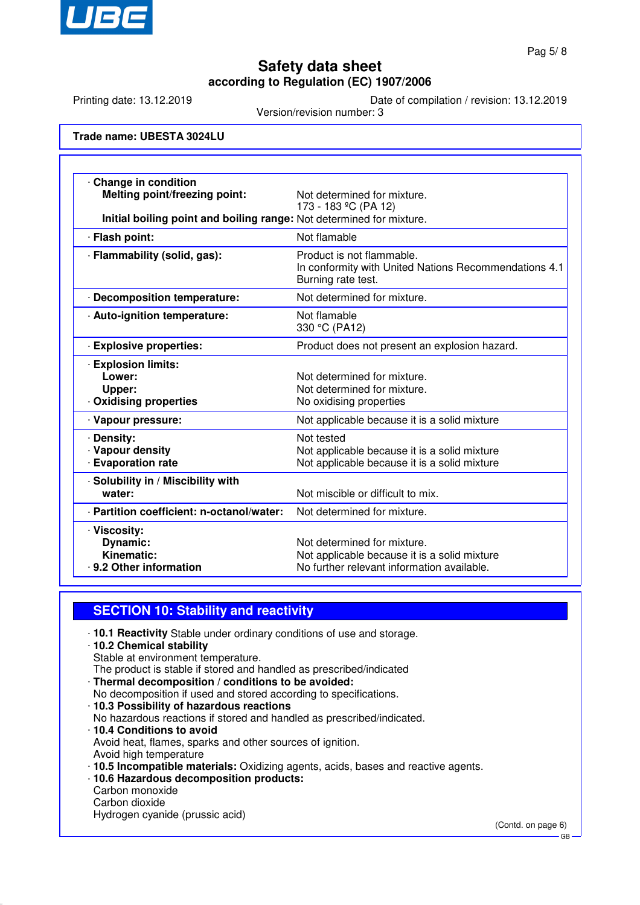# Safety data sheet

**according to Regulation (EC) 1907/2006**

Printing date: 13.12.2019    Date of compilation / revision: 13.12.2019

Version/revision number: 3

**Trade name: UBESTA 3024LU**

| | |
|---|---|
| · **Change in condition**<br>**Melting point/freezing point:**<br>**Initial boiling point and boiling range:** | <br>Not determined for mixture.<br>173 - 183 ºC (PA 12)<br>Not determined for mixture. |
| · **Flash point:** | Not flamable |
| · **Flammability (solid, gas):** | Product is not flammable.<br>In conformity with United Nations Recommendations 4.1 Burning rate test. |
| · **Decomposition temperature:** | Not determined for mixture. |
| · **Auto-ignition temperature:** | Not flamable<br>330 °C (PA12) |
| · **Explosive properties:** | Product does not present an explosion hazard. |
| · **Explosion limits:**<br>**Lower:**<br>**Upper:**<br>· **Oxidising properties** | <br>Not determined for mixture.<br>Not determined for mixture.<br>No oxidising properties |
| · **Vapour pressure:** | Not applicable because it is a solid mixture |
| · **Density:**<br>· **Vapour density**<br>· **Evaporation rate** | Not tested<br>Not applicable because it is a solid mixture<br>Not applicable because it is a solid mixture |
| · **Solubility in / Miscibility with water:** | Not miscible or difficult to mix. |
| · **Partition coefficient: n-octanol/water:** | Not determined for mixture. |
| · **Viscosity:**<br>**Dynamic:**<br>**Kinematic:**<br>· **9.2 Other information** | <br>Not determined for mixture.<br>Not applicable because it is a solid mixture<br>No further relevant information available. |

## SECTION 10: Stability and reactivity

- **10.1 Reactivity** Stable under ordinary conditions of use and storage.
- **10.2 Chemical stability**
  Stable at environment temperature.
  The product is stable if stored and handled as prescribed/indicated
- **Thermal decomposition / conditions to be avoided:**
  No decomposition if used and stored according to specifications.
- **10.3 Possibility of hazardous reactions**
  No hazardous reactions if stored and handled as prescribed/indicated.
- **10.4 Conditions to avoid**
  Avoid heat, flames, sparks and other sources of ignition.
  Avoid high temperature
- **10.5 Incompatible materials:** Oxidizing agents, acids, bases and reactive agents.
- **10.6 Hazardous decomposition products:**
  Carbon monoxide
  Carbon dioxide
  Hydrogen cyanide (prussic acid)

(Contd. on page 6)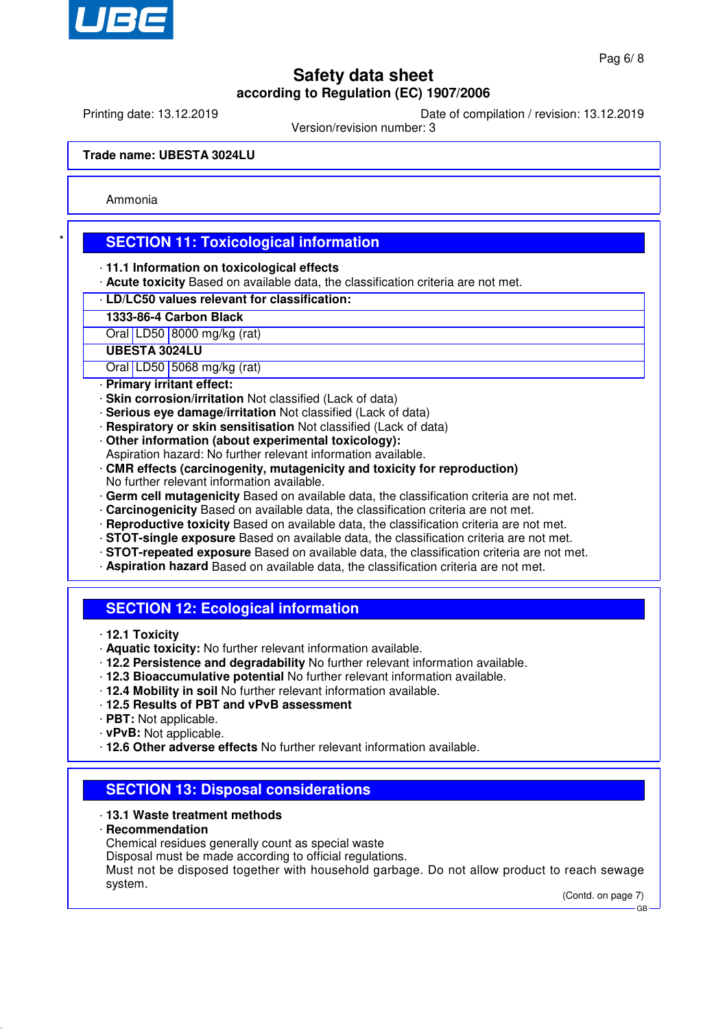Trade name: UBESTA 3024LU

Ammonia

## SECTION 11: Toxicological information

· **11.1 Information on toxicological effects**
· **Acute toxicity** Based on available data, the classification criteria are not met.

| · LD/LC50 values relevant for classification: | | |
|---|---|---|
| **1333-86-4 Carbon Black** | | |
| Oral | LD50 | 8000 mg/kg (rat) |
| **UBESTA 3024LU** | | |
| Oral | LD50 | 5068 mg/kg (rat) |

· **Primary irritant effect:**
· **Skin corrosion/irritation** Not classified (Lack of data)
· **Serious eye damage/irritation** Not classified (Lack of data)
· **Respiratory or skin sensitisation** Not classified (Lack of data)
· **Other information (about experimental toxicology):**
Aspiration hazard: No further relevant information available.
· **CMR effects (carcinogenity, mutagenicity and toxicity for reproduction)**
No further relevant information available.
· **Germ cell mutagenicity** Based on available data, the classification criteria are not met.
· **Carcinogenicity** Based on available data, the classification criteria are not met.
· **Reproductive toxicity** Based on available data, the classification criteria are not met.
· **STOT-single exposure** Based on available data, the classification criteria are not met.
· **STOT-repeated exposure** Based on available data, the classification criteria are not met.
· **Aspiration hazard** Based on available data, the classification criteria are not met.

## SECTION 12: Ecological information

· **12.1 Toxicity**
· **Aquatic toxicity:** No further relevant information available.
· **12.2 Persistence and degradability** No further relevant information available.
· **12.3 Bioaccumulative potential** No further relevant information available.
· **12.4 Mobility in soil** No further relevant information available.
· **12.5 Results of PBT and vPvB assessment**
· **PBT:** Not applicable.
· **vPvB:** Not applicable.
· **12.6 Other adverse effects** No further relevant information available.

## SECTION 13: Disposal considerations

· **13.1 Waste treatment methods**
· **Recommendation**
Chemical residues generally count as special waste
Disposal must be made according to official regulations.
Must not be disposed together with household garbage. Do not allow product to reach sewage system.

(Contd. on page 7)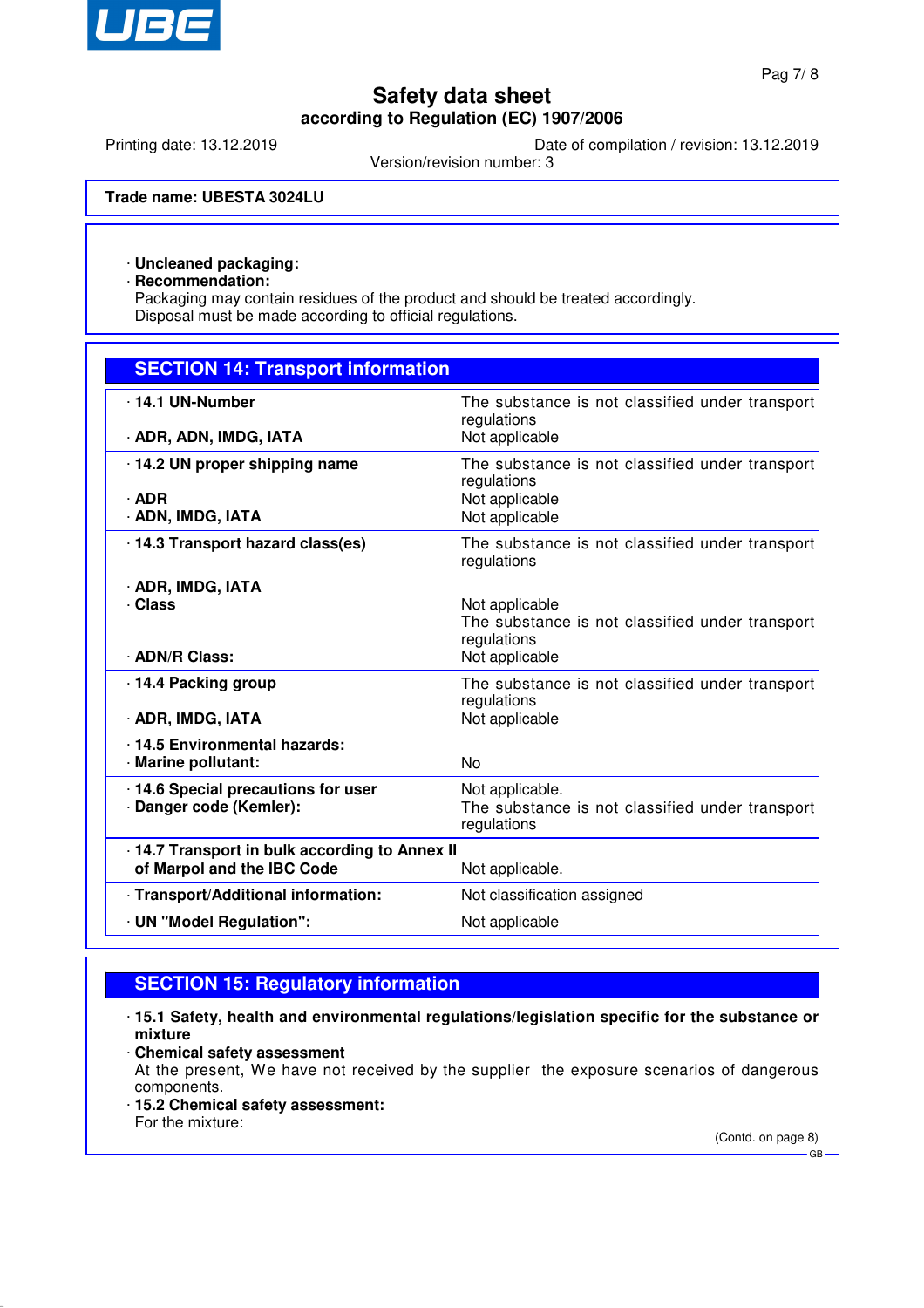Trade name: **UBESTA 3024LU**

· **Uncleaned packaging:**
· **Recommendation:**
Packaging may contain residues of the product and should be treated accordingly.
Disposal must be made according to official regulations.

## SECTION 14: Transport information

| | |
|---|---|
| · **14.1 UN-Number** | The substance is not classified under transport regulations |
| · **ADR, ADN, IMDG, IATA** | Not applicable |
| · **14.2 UN proper shipping name** | The substance is not classified under transport regulations |
| · **ADR** | Not applicable |
| · **ADN, IMDG, IATA** | Not applicable |
| · **14.3 Transport hazard class(es)** | The substance is not classified under transport regulations |
| · **ADR, IMDG, IATA** | |
| · **Class** | Not applicable<br>The substance is not classified under transport regulations |
| · **ADN/R Class:** | Not applicable |
| · **14.4 Packing group** | The substance is not classified under transport regulations |
| · **ADR, IMDG, IATA** | Not applicable |
| · **14.5 Environmental hazards:** | |
| · **Marine pollutant:** | No |
| · **14.6 Special precautions for user** | Not applicable. |
| · **Danger code (Kemler):** | The substance is not classified under transport regulations |
| · **14.7 Transport in bulk according to Annex II of Marpol and the IBC Code** | Not applicable. |
| · **Transport/Additional information:** | Not classification assigned |
| · **UN "Model Regulation":** | Not applicable |

## SECTION 15: Regulatory information

· **15.1 Safety, health and environmental regulations/legislation specific for the substance or mixture**
· **Chemical safety assessment**
At the present, We have not received by the supplier the exposure scenarios of dangerous components.
· **15.2 Chemical safety assessment:**
For the mixture:

(Contd. on page 8)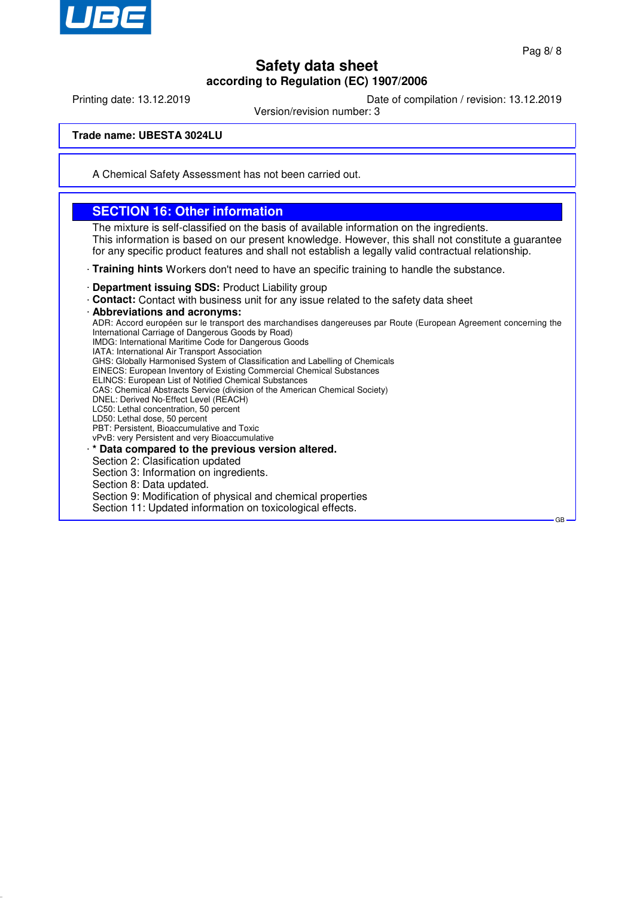**Trade name: UBESTA 3024LU**

A Chemical Safety Assessment has not been carried out.

## SECTION 16: Other information

The mixture is self-classified on the basis of available information on the ingredients.
This information is based on our present knowledge. However, this shall not constitute a guarantee for any specific product features and shall not establish a legally valid contractual relationship.

· **Training hints** Workers don't need to have an specific training to handle the substance.

· **Department issuing SDS:** Product Liability group
· **Contact:** Contact with business unit for any issue related to the safety data sheet
· **Abbreviations and acronyms:**
ADR: Accord européen sur le transport des marchandises dangereuses par Route (European Agreement concerning the International Carriage of Dangerous Goods by Road)
IMDG: International Maritime Code for Dangerous Goods
IATA: International Air Transport Association
GHS: Globally Harmonised System of Classification and Labelling of Chemicals
EINECS: European Inventory of Existing Commercial Chemical Substances
ELINCS: European List of Notified Chemical Substances
CAS: Chemical Abstracts Service (division of the American Chemical Society)
DNEL: Derived No-Effect Level (REACH)
LC50: Lethal concentration, 50 percent
LD50: Lethal dose, 50 percent
PBT: Persistent, Bioaccumulative and Toxic
vPvB: very Persistent and very Bioaccumulative
· **\* Data compared to the previous version altered.**
Section 2: Clasification updated
Section 3: Information on ingredients.
Section 8: Data updated.
Section 9: Modification of physical and chemical properties
Section 11: Updated information on toxicological effects.